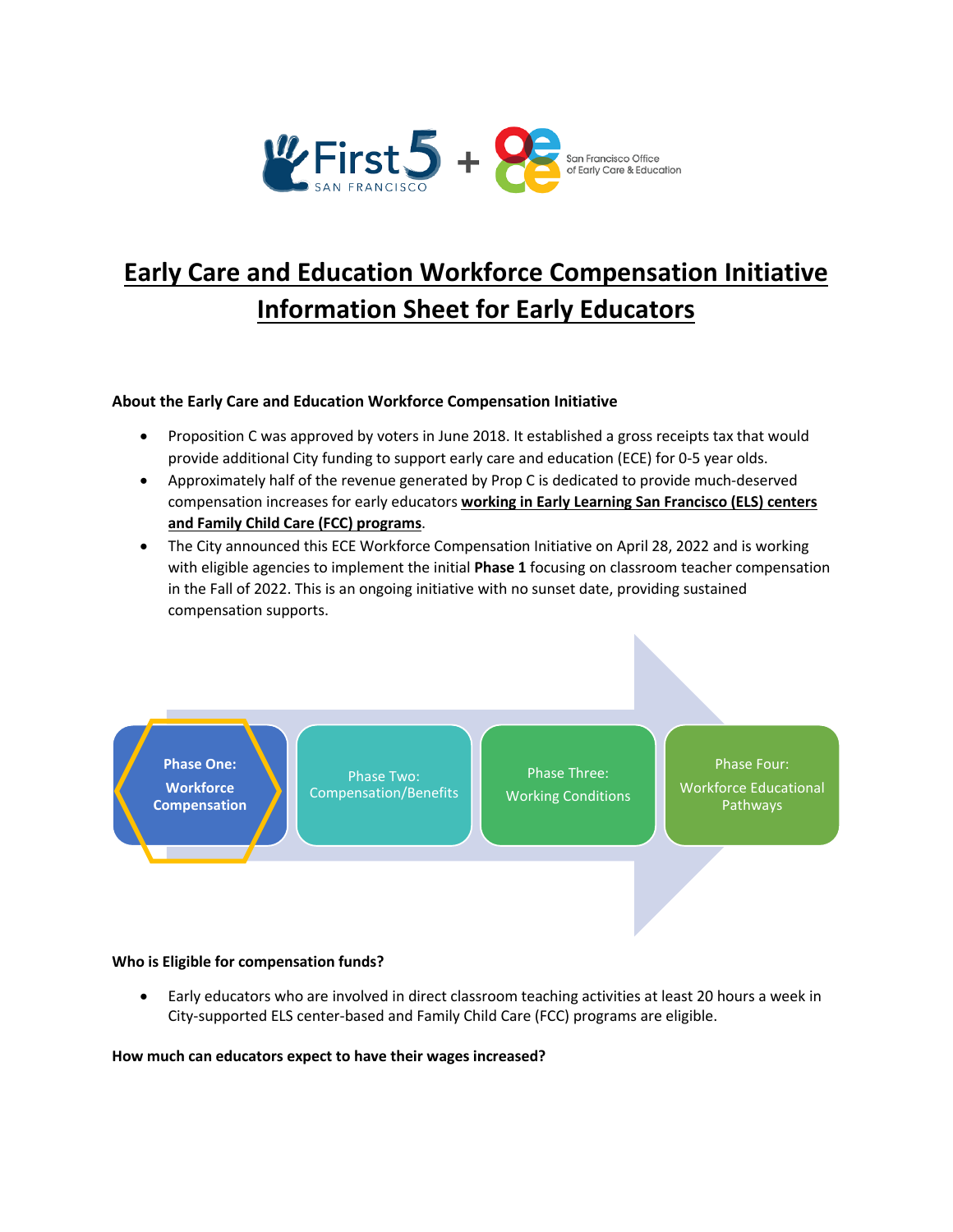First 5 SAN FRANCISCO + San Francisco Office of Early Care & Education

# Early Care and Education Workforce Compensation Initiative Information Sheet for Early Educators

### About the Early Care and Education Workforce Compensation Initiative

- Proposition C was approved by voters in June 2018. It established a gross receipts tax that would provide additional City funding to support early care and education (ECE) for 0-5 year olds.
- Approximately half of the revenue generated by Prop C is dedicated to provide much-deserved compensation increases for early educators **working in Early Learning San Francisco (ELS) centers and Family Child Care (FCC) programs**.
- The City announced this ECE Workforce Compensation Initiative on April 28, 2022 and is working with eligible agencies to implement the initial **Phase 1** focusing on classroom teacher compensation in the Fall of 2022. This is an ongoing initiative with no sunset date, providing sustained compensation supports.

**Phase One: Workforce Compensation** → Phase Two: Compensation/Benefits → Phase Three: Working Conditions → Phase Four: Workforce Educational Pathways

### Who is Eligible for compensation funds?

- Early educators who are involved in direct classroom teaching activities at least 20 hours a week in City-supported ELS center-based and Family Child Care (FCC) programs are eligible.

### How much can educators expect to have their wages increased?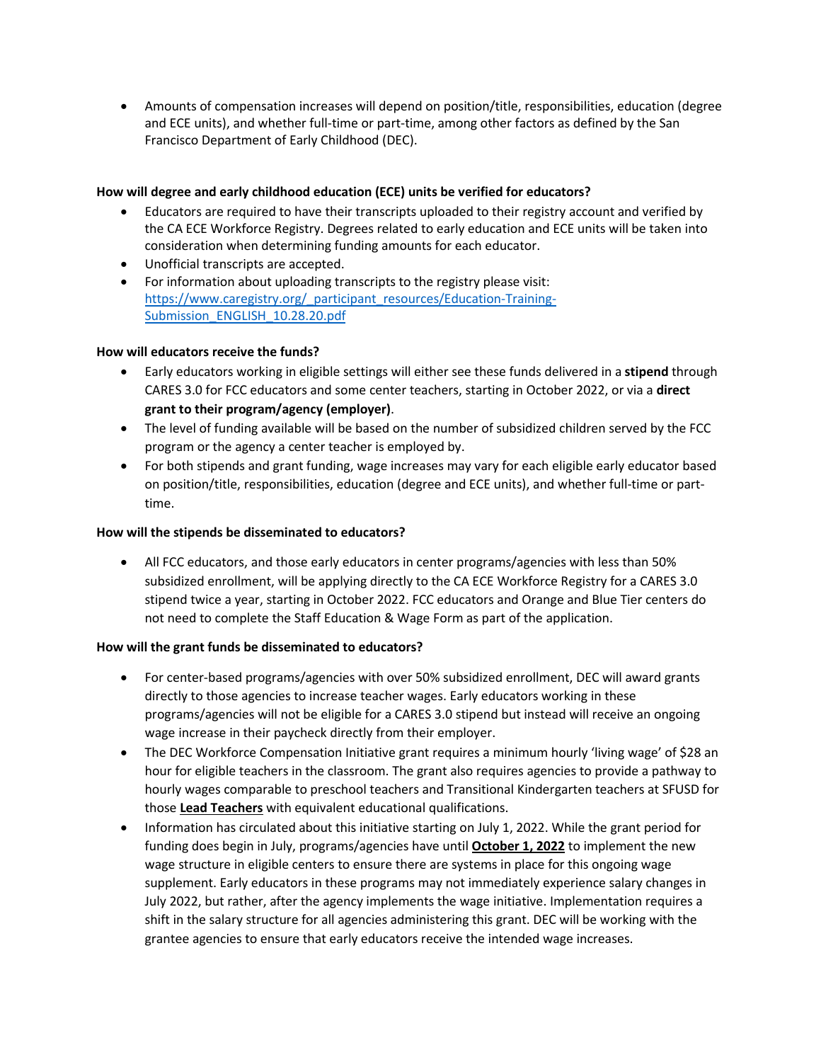- Amounts of compensation increases will depend on position/title, responsibilities, education (degree and ECE units), and whether full-time or part-time, among other factors as defined by the San Francisco Department of Early Childhood (DEC).

**How will degree and early childhood education (ECE) units be verified for educators?**

- Educators are required to have their transcripts uploaded to their registry account and verified by the CA ECE Workforce Registry. Degrees related to early education and ECE units will be taken into consideration when determining funding amounts for each educator.
- Unofficial transcripts are accepted.
- For information about uploading transcripts to the registry please visit: [https://www.caregistry.org/_participant_resources/Education-Training-Submission_ENGLISH_10.28.20.pdf](https://www.caregistry.org/_participant_resources/Education-Training-Submission_ENGLISH_10.28.20.pdf)

**How will educators receive the funds?**

- Early educators working in eligible settings will either see these funds delivered in a **stipend** through CARES 3.0 for FCC educators and some center teachers, starting in October 2022, or via a **direct grant to their program/agency (employer)**.
- The level of funding available will be based on the number of subsidized children served by the FCC program or the agency a center teacher is employed by.
- For both stipends and grant funding, wage increases may vary for each eligible early educator based on position/title, responsibilities, education (degree and ECE units), and whether full-time or part-time.

**How will the stipends be disseminated to educators?**

- All FCC educators, and those early educators in center programs/agencies with less than 50% subsidized enrollment, will be applying directly to the CA ECE Workforce Registry for a CARES 3.0 stipend twice a year, starting in October 2022. FCC educators and Orange and Blue Tier centers do not need to complete the Staff Education & Wage Form as part of the application.

**How will the grant funds be disseminated to educators?**

- For center-based programs/agencies with over 50% subsidized enrollment, DEC will award grants directly to those agencies to increase teacher wages. Early educators working in these programs/agencies will not be eligible for a CARES 3.0 stipend but instead will receive an ongoing wage increase in their paycheck directly from their employer.
- The DEC Workforce Compensation Initiative grant requires a minimum hourly 'living wage' of $28 an hour for eligible teachers in the classroom. The grant also requires agencies to provide a pathway to hourly wages comparable to preschool teachers and Transitional Kindergarten teachers at SFUSD for those **Lead Teachers** with equivalent educational qualifications.
- Information has circulated about this initiative starting on July 1, 2022. While the grant period for funding does begin in July, programs/agencies have until **October 1, 2022** to implement the new wage structure in eligible centers to ensure there are systems in place for this ongoing wage supplement. Early educators in these programs may not immediately experience salary changes in July 2022, but rather, after the agency implements the wage initiative. Implementation requires a shift in the salary structure for all agencies administering this grant. DEC will be working with the grantee agencies to ensure that early educators receive the intended wage increases.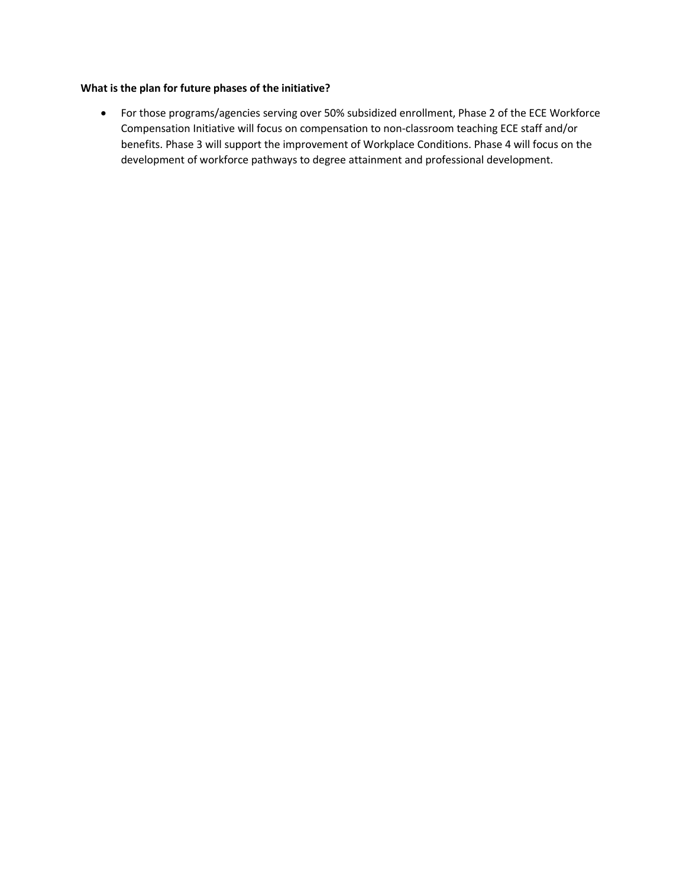**What is the plan for future phases of the initiative?**

- For those programs/agencies serving over 50% subsidized enrollment, Phase 2 of the ECE Workforce Compensation Initiative will focus on compensation to non-classroom teaching ECE staff and/or benefits. Phase 3 will support the improvement of Workplace Conditions. Phase 4 will focus on the development of workforce pathways to degree attainment and professional development.